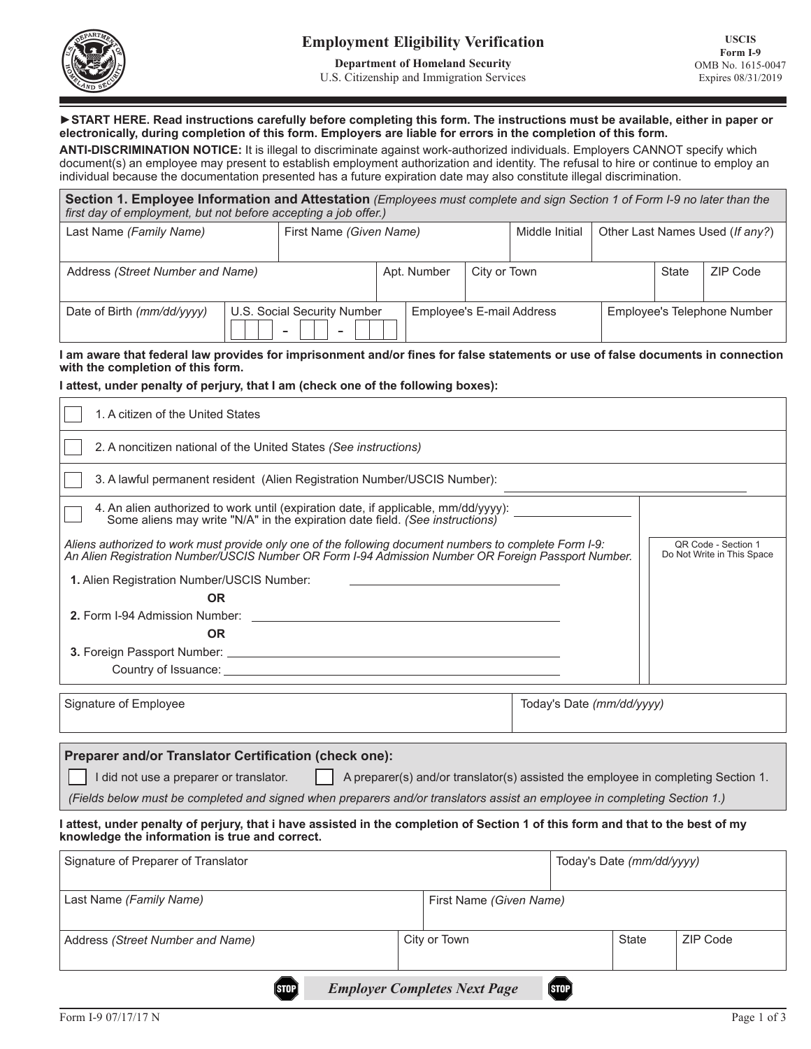# Employment Eligibility Verification

**Department of Homeland Security**
U.S. Citizenship and Immigration Services

**USCIS**
**Form I-9**
OMB No. 1615-0047
Expires 08/31/2019

**►START HERE. Read instructions carefully before completing this form. The instructions must be available, either in paper or electronically, during completion of this form. Employers are liable for errors in the completion of this form.**

**ANTI-DISCRIMINATION NOTICE:** It is illegal to discriminate against work-authorized individuals. Employers CANNOT specify which document(s) an employee may present to establish employment authorization and identity. The refusal to hire or continue to employ an individual because the documentation presented has a future expiration date may also constitute illegal discrimination.

## Section 1. Employee Information and Attestation *(Employees must complete and sign Section 1 of Form I-9 no later than the first day of employment, but not before accepting a job offer.)*

| Last Name *(Family Name)* | First Name *(Given Name)* | Middle Initial | Other Last Names Used (*If any?*) |
|---|---|---|---|
| | | | |

| Address *(Street Number and Name)* | Apt. Number | City or Town | State | ZIP Code |
|---|---|---|---|---|
| | | | | |

| Date of Birth *(mm/dd/yyyy)* | U.S. Social Security Number | Employee's E-mail Address | Employee's Telephone Number |
|---|---|---|---|
| | ___ - __ - ____ | | |

**I am aware that federal law provides for imprisonment and/or fines for false statements or use of false documents in connection with the completion of this form.**

**I attest, under penalty of perjury, that I am (check one of the following boxes):**

- ☐ 1. A citizen of the United States
- ☐ 2. A noncitizen national of the United States *(See instructions)*
- ☐ 3. A lawful permanent resident (Alien Registration Number/USCIS Number): ____________________
- ☐ 4. An alien authorized to work until (expiration date, if applicable, mm/dd/yyyy): ____________
  Some aliens may write "N/A" in the expiration date field. *(See instructions)*

*Aliens authorized to work must provide only one of the following document numbers to complete Form I-9:*
*An Alien Registration Number/USCIS Number OR Form I-94 Admission Number OR Foreign Passport Number.*

**1.** Alien Registration Number/USCIS Number: ____________________

**OR**

**2.** Form I-94 Admission Number: ____________________

**OR**

**3.** Foreign Passport Number: ____________________

Country of Issuance: ____________________

QR Code - Section 1
Do Not Write in This Space

| Signature of Employee | Today's Date *(mm/dd/yyyy)* |
|---|---|
| | |

### Preparer and/or Translator Certification (check one):

☐ I did not use a preparer or translator. ☐ A preparer(s) and/or translator(s) assisted the employee in completing Section 1.

*(Fields below must be completed and signed when preparers and/or translators assist an employee in completing Section 1.)*

**I attest, under penalty of perjury, that i have assisted in the completion of Section 1 of this form and that to the best of my knowledge the information is true and correct.**

| Signature of Preparer of Translator | Today's Date *(mm/dd/yyyy)* |
|---|---|
| | |

| Last Name *(Family Name)* | First Name *(Given Name)* |
|---|---|
| | |

| Address *(Street Number and Name)* | City or Town | State | ZIP Code |
|---|---|---|---|
| | | | |

STOP ***Employer Completes Next Page*** STOP

Form I-9 07/17/17 N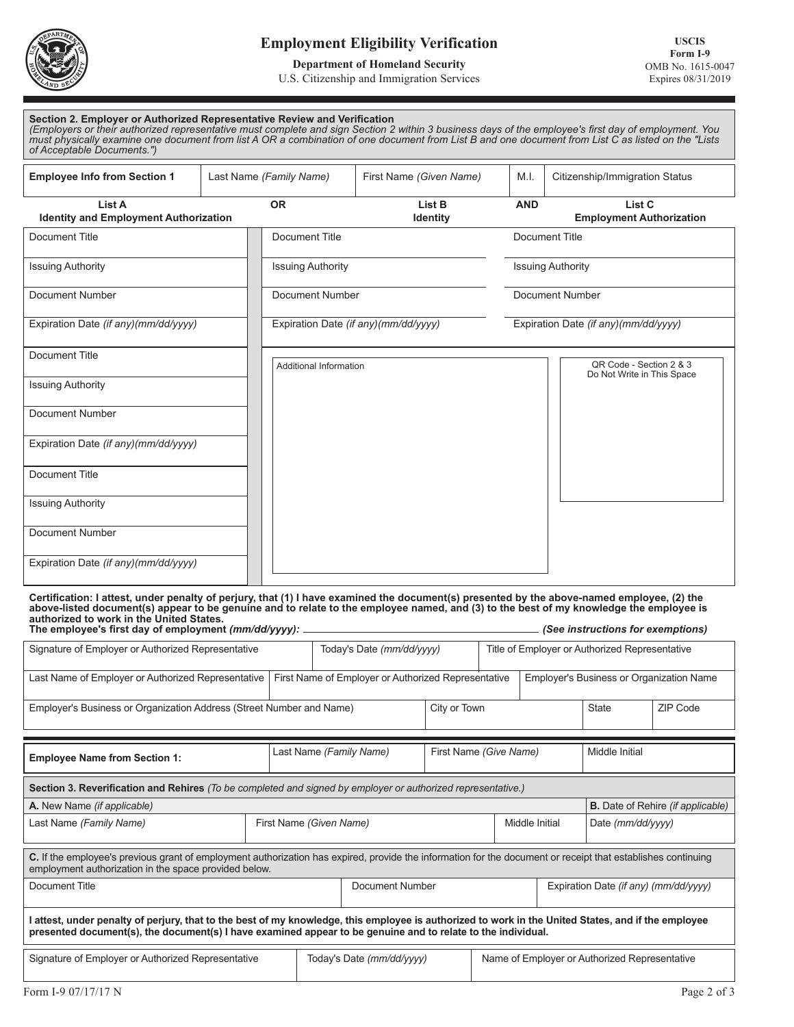# Employment Eligibility Verification

**Department of Homeland Security**
U.S. Citizenship and Immigration Services

**USCIS**
**Form I-9**
OMB No. 1615-0047
Expires 08/31/2019

---

**Section 2. Employer or Authorized Representative Review and Verification**
*(Employers or their authorized representative must complete and sign Section 2 within 3 business days of the employee's first day of employment. You must physically examine one document from list A OR a combination of one document from List B and one document from List C as listed on the "Lists of Acceptable Documents.")*

| Employee Info from Section 1 | Last Name *(Family Name)* | First Name *(Given Name)* | M.I. | Citizenship/Immigration Status |
|---|---|---|---|---|
| | | | | |

| List A<br>Identity and Employment Authorization | OR | List B<br>Identity | AND | List C<br>Employment Authorization |
|---|---|---|---|---|
| Document Title | | Document Title | | Document Title |
| Issuing Authority | | Issuing Authority | | Issuing Authority |
| Document Number | | Document Number | | Document Number |
| Expiration Date *(if any)(mm/dd/yyyy)* | | Expiration Date *(if any)(mm/dd/yyyy)* | | Expiration Date *(if any)(mm/dd/yyyy)* |
| Document Title | | Additional Information | | QR Code - Section 2 & 3<br>Do Not Write in This Space |
| Issuing Authority | | | | |
| Document Number | | | | |
| Expiration Date *(if any)(mm/dd/yyyy)* | | | | |
| Document Title | | | | |
| Issuing Authority | | | | |
| Document Number | | | | |
| Expiration Date *(if any)(mm/dd/yyyy)* | | | | |

**Certification: I attest, under penalty of perjury, that (1) I have examined the document(s) presented by the above-named employee, (2) the above-listed document(s) appear to be genuine and to relate to the employee named, and (3) to the best of my knowledge the employee is authorized to work in the United States.**

**The employee's first day of employment *(mm/dd/yyyy)*:** ______________________ ***(See instructions for exemptions)***

| Signature of Employer or Authorized Representative | Today's Date *(mm/dd/yyyy)* | Title of Employer or Authorized Representative |
|---|---|---|
| | | |

| Last Name of Employer or Authorized Representative | First Name of Employer or Authorized Representative | Employer's Business or Organization Name |
|---|---|---|
| | | |

| Employer's Business or Organization Address (Street Number and Name) | City or Town | State | ZIP Code |
|---|---|---|---|
| | | | |

---

| Employee Name from Section 1: | Last Name *(Family Name)* | First Name *(Give Name)* | Middle Initial |
|---|---|---|---|
| | | | |

**Section 3. Reverification and Rehires** *(To be completed and signed by employer or authorized representative.)*

| **A.** New Name *(if applicable)* | | | **B.** Date of Rehire *(if applicable)* |
|---|---|---|---|
| Last Name *(Family Name)* | First Name *(Given Name)* | Middle Initial | Date *(mm/dd/yyyy)* |
| | | | |

**C.** If the employee's previous grant of employment authorization has expired, provide the information for the document or receipt that establishes continuing employment authorization in the space provided below.

| Document Title | Document Number | Expiration Date *(if any) (mm/dd/yyyy)* |
|---|---|---|
| | | |

**I attest, under penalty of perjury, that to the best of my knowledge, this employee is authorized to work in the United States, and if the employee presented document(s), the document(s) I have examined appear to be genuine and to relate to the individual.**

| Signature of Employer or Authorized Representative | Today's Date *(mm/dd/yyyy)* | Name of Employer or Authorized Representative |
|---|---|---|
| | | |

Form I-9 07/17/17 N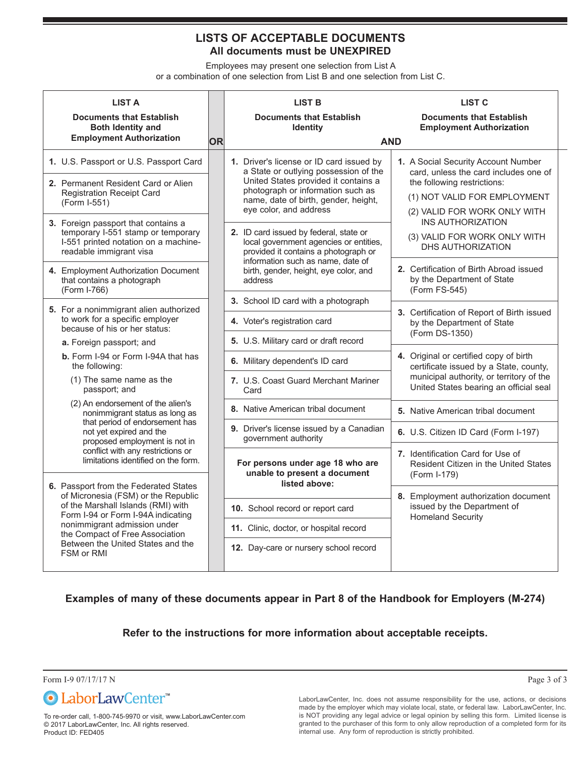# LISTS OF ACCEPTABLE DOCUMENTS
## All documents must be UNEXPIRED

Employees may present one selection from List A
or a combination of one selection from List B and one selection from List C.

| LIST A<br>Documents that Establish Both Identity and Employment Authorization | OR | LIST B<br>Documents that Establish Identity | AND | LIST C<br>Documents that Establish Employment Authorization |
|---|---|---|---|---|
| **1.** U.S. Passport or U.S. Passport Card | | **1.** Driver's license or ID card issued by a State or outlying possession of the United States provided it contains a photograph or information such as name, date of birth, gender, height, eye color, and address | | **1.** A Social Security Account Number card, unless the card includes one of the following restrictions:<br>(1) NOT VALID FOR EMPLOYMENT<br>(2) VALID FOR WORK ONLY WITH INS AUTHORIZATION<br>(3) VALID FOR WORK ONLY WITH DHS AUTHORIZATION |
| **2.** Permanent Resident Card or Alien Registration Receipt Card (Form I-551) | | **2.** ID card issued by federal, state or local government agencies or entities, provided it contains a photograph or information such as name, date of birth, gender, height, eye color, and address | | **2.** Certification of Birth Abroad issued by the Department of State (Form FS-545) |
| **3.** Foreign passport that contains a temporary I-551 stamp or temporary I-551 printed notation on a machine-readable immigrant visa | | **3.** School ID card with a photograph | | **3.** Certification of Report of Birth issued by the Department of State (Form DS-1350) |
| **4.** Employment Authorization Document that contains a photograph (Form I-766) | | **4.** Voter's registration card | | **4.** Original or certified copy of birth certificate issued by a State, county, municipal authority, or territory of the United States bearing an official seal |
| **5.** For a nonimmigrant alien authorized to work for a specific employer because of his or her status:<br>**a.** Foreign passport; and<br>**b.** Form I-94 or Form I-94A that has the following:<br>(1) The same name as the passport; and<br>(2) An endorsement of the alien's nonimmigrant status as long as that period of endorsement has not yet expired and the proposed employment is not in conflict with any restrictions or limitations identified on the form. | | **5.** U.S. Military card or draft record | | **5.** Native American tribal document |
| | | **6.** Military dependent's ID card | | **6.** U.S. Citizen ID Card (Form I-197) |
| | | **7.** U.S. Coast Guard Merchant Mariner Card | | **7.** Identification Card for Use of Resident Citizen in the United States (Form I-179) |
| | | **8.** Native American tribal document | | **8.** Employment authorization document issued by the Department of Homeland Security |
| | | **9.** Driver's license issued by a Canadian government authority | | |
| **6.** Passport from the Federated States of Micronesia (FSM) or the Republic of the Marshall Islands (RMI) with Form I-94 or Form I-94A indicating nonimmigrant admission under the Compact of Free Association Between the United States and the FSM or RMI | | **For persons under age 18 who are unable to present a document listed above:** | | |
| | | **10.** School record or report card | | |
| | | **11.** Clinic, doctor, or hospital record | | |
| | | **12.** Day-care or nursery school record | | |

**Examples of many of these documents appear in Part 8 of the Handbook for Employers (M-274)**

**Refer to the instructions for more information about acceptable receipts.**

Form I-9 07/17/17 N

LaborLawCenter™

To re-order call, 1-800-745-9970 or visit, www.LaborLawCenter.com
© 2017 LaborLawCenter, Inc. All rights reserved.
Product ID: FED405

LaborLawCenter, Inc. does not assume responsibility for the use, actions, or decisions made by the employer which may violate local, state, or federal law. LaborLawCenter, Inc. is NOT providing any legal advice or legal opinion by selling this form. Limited license is granted to the purchaser of this form to only allow reproduction of a completed form for its internal use. Any form of reproduction is strictly prohibited.